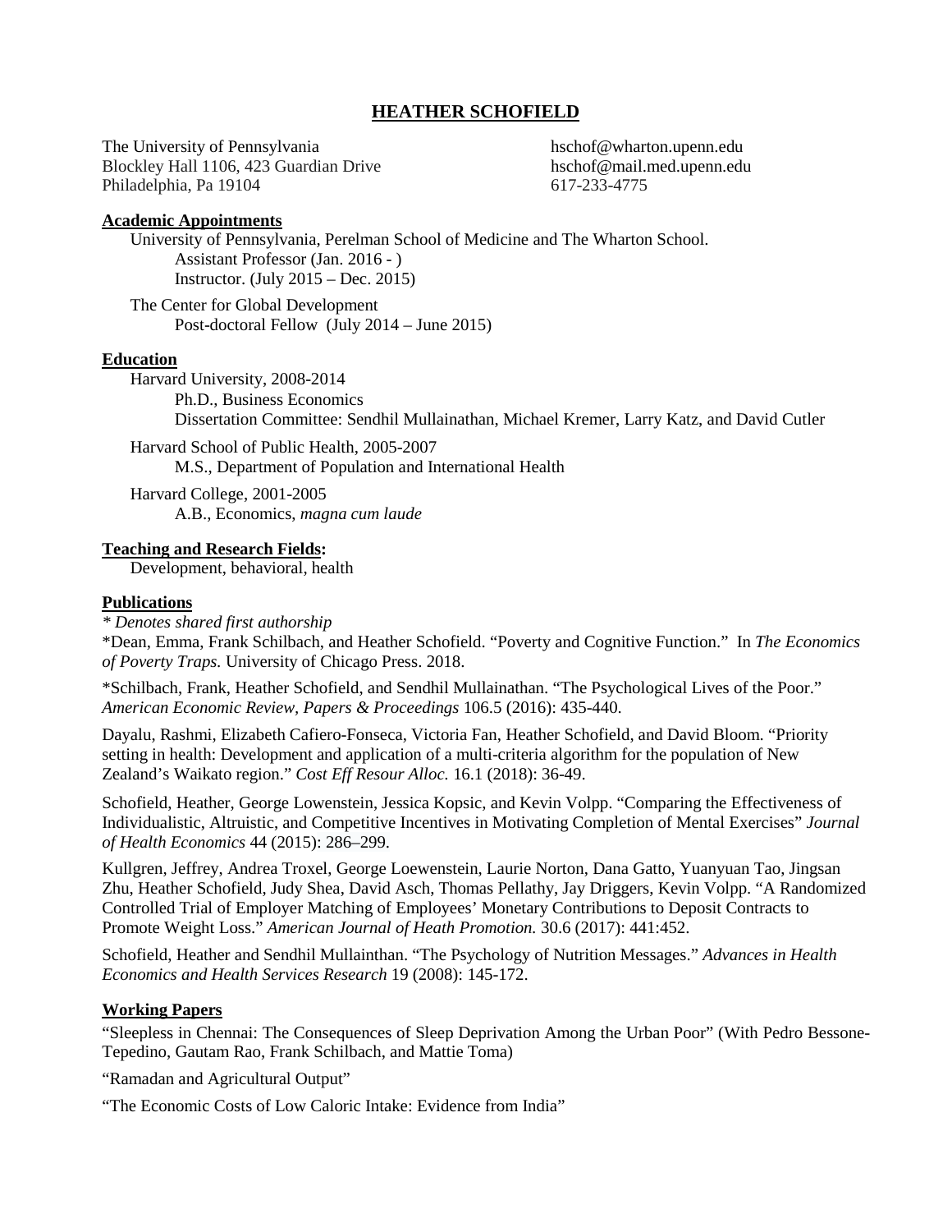# HEATHER SCHOFIELD

The University of Pennsylvania
Blockley Hall 1106, 423 Guardian Drive
Philadelphia, Pa 19104

hschof@wharton.upenn.edu
hschof@mail.med.upenn.edu
617-233-4775

## Academic Appointments

University of Pennsylvania, Perelman School of Medicine and The Wharton School.
- Assistant Professor (Jan. 2016 - )
- Instructor. (July 2015 – Dec. 2015)

The Center for Global Development
- Post-doctoral Fellow (July 2014 – June 2015)

## Education

Harvard University, 2008-2014
- Ph.D., Business Economics
- Dissertation Committee: Sendhil Mullainathan, Michael Kremer, Larry Katz, and David Cutler

Harvard School of Public Health, 2005-2007
- M.S., Department of Population and International Health

Harvard College, 2001-2005
- A.B., Economics, *magna cum laude*

## Teaching and Research Fields:

Development, behavioral, health

## Publications

*\* Denotes shared first authorship*

*Dean, Emma, Frank Schilbach, and Heather Schofield. "Poverty and Cognitive Function." In *The Economics of Poverty Traps.* University of Chicago Press. 2018.

*Schilbach, Frank, Heather Schofield, and Sendhil Mullainathan. "The Psychological Lives of the Poor." *American Economic Review, Papers & Proceedings* 106.5 (2016): 435-440.

Dayalu, Rashmi, Elizabeth Cafiero-Fonseca, Victoria Fan, Heather Schofield, and David Bloom. "Priority setting in health: Development and application of a multi-criteria algorithm for the population of New Zealand's Waikato region." *Cost Eff Resour Alloc.* 16.1 (2018): 36-49.

Schofield, Heather, George Lowenstein, Jessica Kopsic, and Kevin Volpp. "Comparing the Effectiveness of Individualistic, Altruistic, and Competitive Incentives in Motivating Completion of Mental Exercises" *Journal of Health Economics* 44 (2015): 286–299.

Kullgren, Jeffrey, Andrea Troxel, George Loewenstein, Laurie Norton, Dana Gatto, Yuanyuan Tao, Jingsan Zhu, Heather Schofield, Judy Shea, David Asch, Thomas Pellathy, Jay Driggers, Kevin Volpp. "A Randomized Controlled Trial of Employer Matching of Employees' Monetary Contributions to Deposit Contracts to Promote Weight Loss." *American Journal of Heath Promotion.* 30.6 (2017): 441:452.

Schofield, Heather and Sendhil Mullainthan. "The Psychology of Nutrition Messages." *Advances in Health Economics and Health Services Research* 19 (2008): 145-172.

## Working Papers

"Sleepless in Chennai: The Consequences of Sleep Deprivation Among the Urban Poor" (With Pedro Bessone-Tepedino, Gautam Rao, Frank Schilbach, and Mattie Toma)

"Ramadan and Agricultural Output"

"The Economic Costs of Low Caloric Intake: Evidence from India"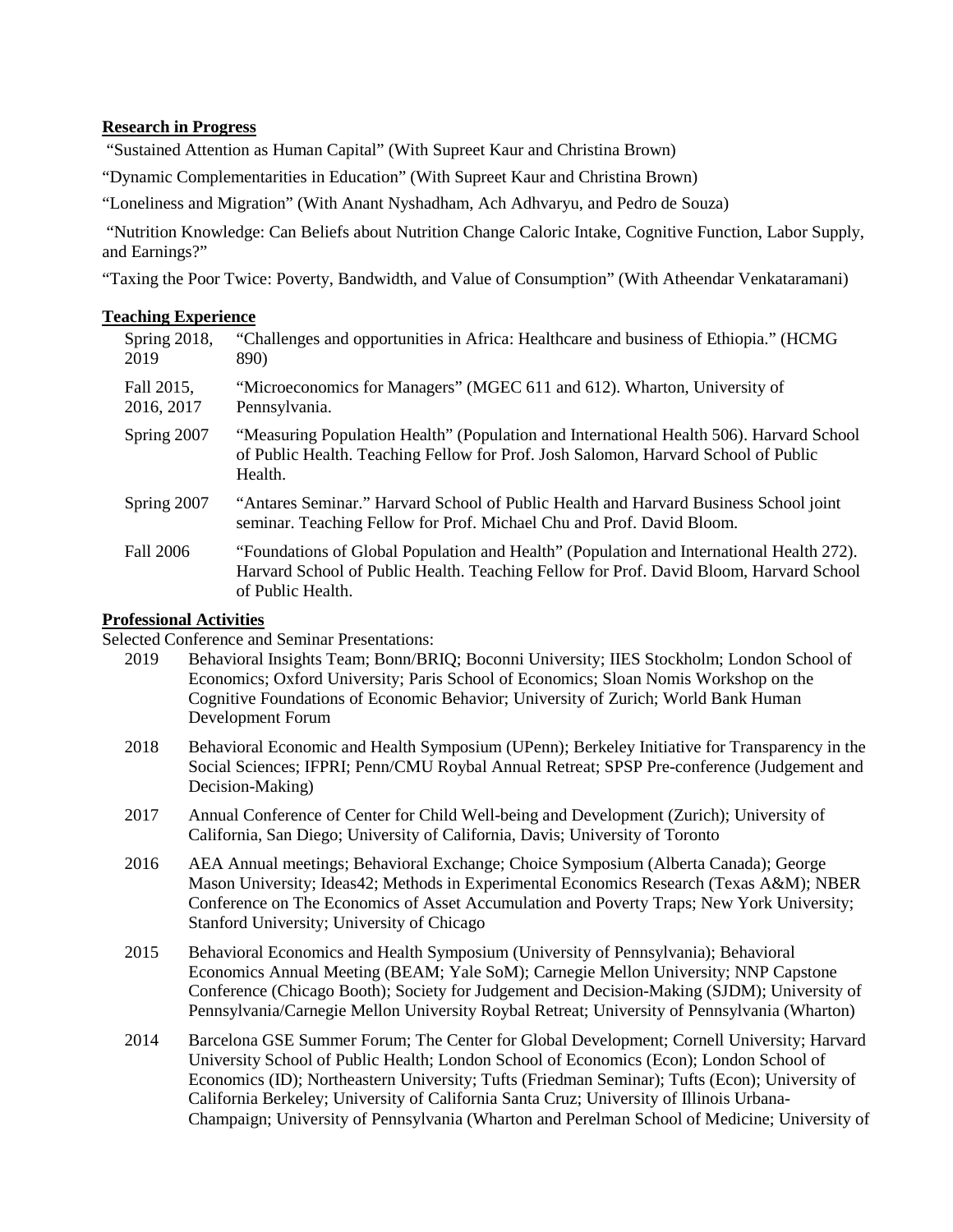**Research in Progress**

"Sustained Attention as Human Capital" (With Supreet Kaur and Christina Brown)

"Dynamic Complementarities in Education" (With Supreet Kaur and Christina Brown)

"Loneliness and Migration" (With Anant Nyshadham, Ach Adhvaryu, and Pedro de Souza)

"Nutrition Knowledge: Can Beliefs about Nutrition Change Caloric Intake, Cognitive Function, Labor Supply, and Earnings?"

"Taxing the Poor Twice: Poverty, Bandwidth, and Value of Consumption" (With Atheendar Venkataramani)

**Teaching Experience**

| | |
|---|---|
| Spring 2018, 2019 | "Challenges and opportunities in Africa: Healthcare and business of Ethiopia." (HCMG 890) |
| Fall 2015, 2016, 2017 | "Microeconomics for Managers" (MGEC 611 and 612). Wharton, University of Pennsylvania. |
| Spring 2007 | "Measuring Population Health" (Population and International Health 506). Harvard School of Public Health. Teaching Fellow for Prof. Josh Salomon, Harvard School of Public Health. |
| Spring 2007 | "Antares Seminar." Harvard School of Public Health and Harvard Business School joint seminar. Teaching Fellow for Prof. Michael Chu and Prof. David Bloom. |
| Fall 2006 | "Foundations of Global Population and Health" (Population and International Health 272). Harvard School of Public Health. Teaching Fellow for Prof. David Bloom, Harvard School of Public Health. |

**Professional Activities**

Selected Conference and Seminar Presentations:

| | |
|---|---|
| 2019 | Behavioral Insights Team; Bonn/BRIQ; Boconni University; IIES Stockholm; London School of Economics; Oxford University; Paris School of Economics; Sloan Nomis Workshop on the Cognitive Foundations of Economic Behavior; University of Zurich; World Bank Human Development Forum |
| 2018 | Behavioral Economic and Health Symposium (UPenn); Berkeley Initiative for Transparency in the Social Sciences; IFPRI; Penn/CMU Roybal Annual Retreat; SPSP Pre-conference (Judgement and Decision-Making) |
| 2017 | Annual Conference of Center for Child Well-being and Development (Zurich); University of California, San Diego; University of California, Davis; University of Toronto |
| 2016 | AEA Annual meetings; Behavioral Exchange; Choice Symposium (Alberta Canada); George Mason University; Ideas42; Methods in Experimental Economics Research (Texas A&M); NBER Conference on The Economics of Asset Accumulation and Poverty Traps; New York University; Stanford University; University of Chicago |
| 2015 | Behavioral Economics and Health Symposium (University of Pennsylvania); Behavioral Economics Annual Meeting (BEAM; Yale SoM); Carnegie Mellon University; NNP Capstone Conference (Chicago Booth); Society for Judgement and Decision-Making (SJDM); University of Pennsylvania/Carnegie Mellon University Roybal Retreat; University of Pennsylvania (Wharton) |
| 2014 | Barcelona GSE Summer Forum; The Center for Global Development; Cornell University; Harvard University School of Public Health; London School of Economics (Econ); London School of Economics (ID); Northeastern University; Tufts (Friedman Seminar); Tufts (Econ); University of California Berkeley; University of California Santa Cruz; University of Illinois Urbana-Champaign; University of Pennsylvania (Wharton and Perelman School of Medicine; University of |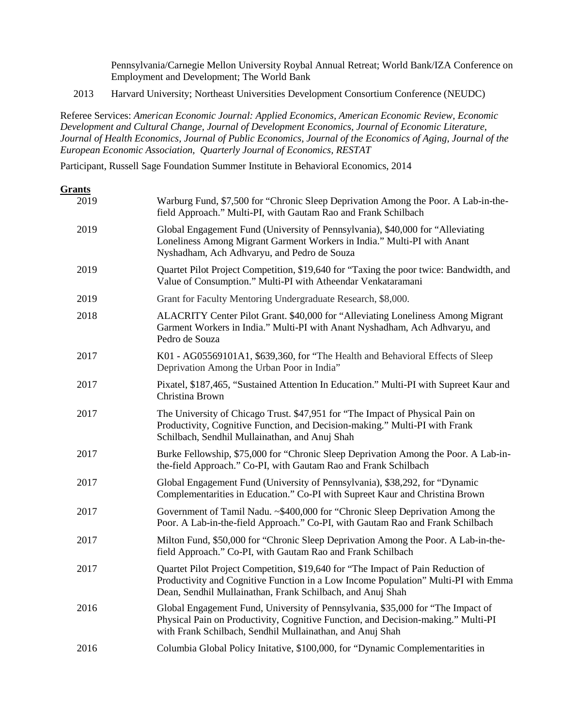Pennsylvania/Carnegie Mellon University Roybal Annual Retreat; World Bank/IZA Conference on Employment and Development; The World Bank

2013 Harvard University; Northeast Universities Development Consortium Conference (NEUDC)

Referee Services: *American Economic Journal: Applied Economics, American Economic Review, Economic Development and Cultural Change, Journal of Development Economics, Journal of Economic Literature, Journal of Health Economics, Journal of Public Economics, Journal of the Economics of Aging, Journal of the European Economic Association, Quarterly Journal of Economics, RESTAT*

Participant, Russell Sage Foundation Summer Institute in Behavioral Economics, 2014

## Grants

2019 Warburg Fund, $7,500 for "Chronic Sleep Deprivation Among the Poor. A Lab-in-the-field Approach." Multi-PI, with Gautam Rao and Frank Schilbach

2019 Global Engagement Fund (University of Pennsylvania), $40,000 for "Alleviating Loneliness Among Migrant Garment Workers in India." Multi-PI with Anant Nyshadham, Ach Adhvaryu, and Pedro de Souza

2019 Quartet Pilot Project Competition, $19,640 for "Taxing the poor twice: Bandwidth, and Value of Consumption." Multi-PI with Atheendar Venkataramani

2019 Grant for Faculty Mentoring Undergraduate Research, $8,000.

2018 ALACRITY Center Pilot Grant. $40,000 for "Alleviating Loneliness Among Migrant Garment Workers in India." Multi-PI with Anant Nyshadham, Ach Adhvaryu, and Pedro de Souza

2017 K01 - AG05569101A1, $639,360, for "The Health and Behavioral Effects of Sleep Deprivation Among the Urban Poor in India"

2017 Pixatel, $187,465, "Sustained Attention In Education." Multi-PI with Supreet Kaur and Christina Brown

2017 The University of Chicago Trust. $47,951 for "The Impact of Physical Pain on Productivity, Cognitive Function, and Decision-making." Multi-PI with Frank Schilbach, Sendhil Mullainathan, and Anuj Shah

2017 Burke Fellowship, $75,000 for "Chronic Sleep Deprivation Among the Poor. A Lab-in-the-field Approach." Co-PI, with Gautam Rao and Frank Schilbach

2017 Global Engagement Fund (University of Pennsylvania), $38,292, for "Dynamic Complementarities in Education." Co-PI with Supreet Kaur and Christina Brown

2017 Government of Tamil Nadu. ~$400,000 for "Chronic Sleep Deprivation Among the Poor. A Lab-in-the-field Approach." Co-PI, with Gautam Rao and Frank Schilbach

2017 Milton Fund, $50,000 for "Chronic Sleep Deprivation Among the Poor. A Lab-in-the-field Approach." Co-PI, with Gautam Rao and Frank Schilbach

2017 Quartet Pilot Project Competition, $19,640 for "The Impact of Pain Reduction of Productivity and Cognitive Function in a Low Income Population" Multi-PI with Emma Dean, Sendhil Mullainathan, Frank Schilbach, and Anuj Shah

2016 Global Engagement Fund, University of Pennsylvania, $35,000 for "The Impact of Physical Pain on Productivity, Cognitive Function, and Decision-making." Multi-PI with Frank Schilbach, Sendhil Mullainathan, and Anuj Shah

2016 Columbia Global Policy Initative, $100,000, for "Dynamic Complementarities in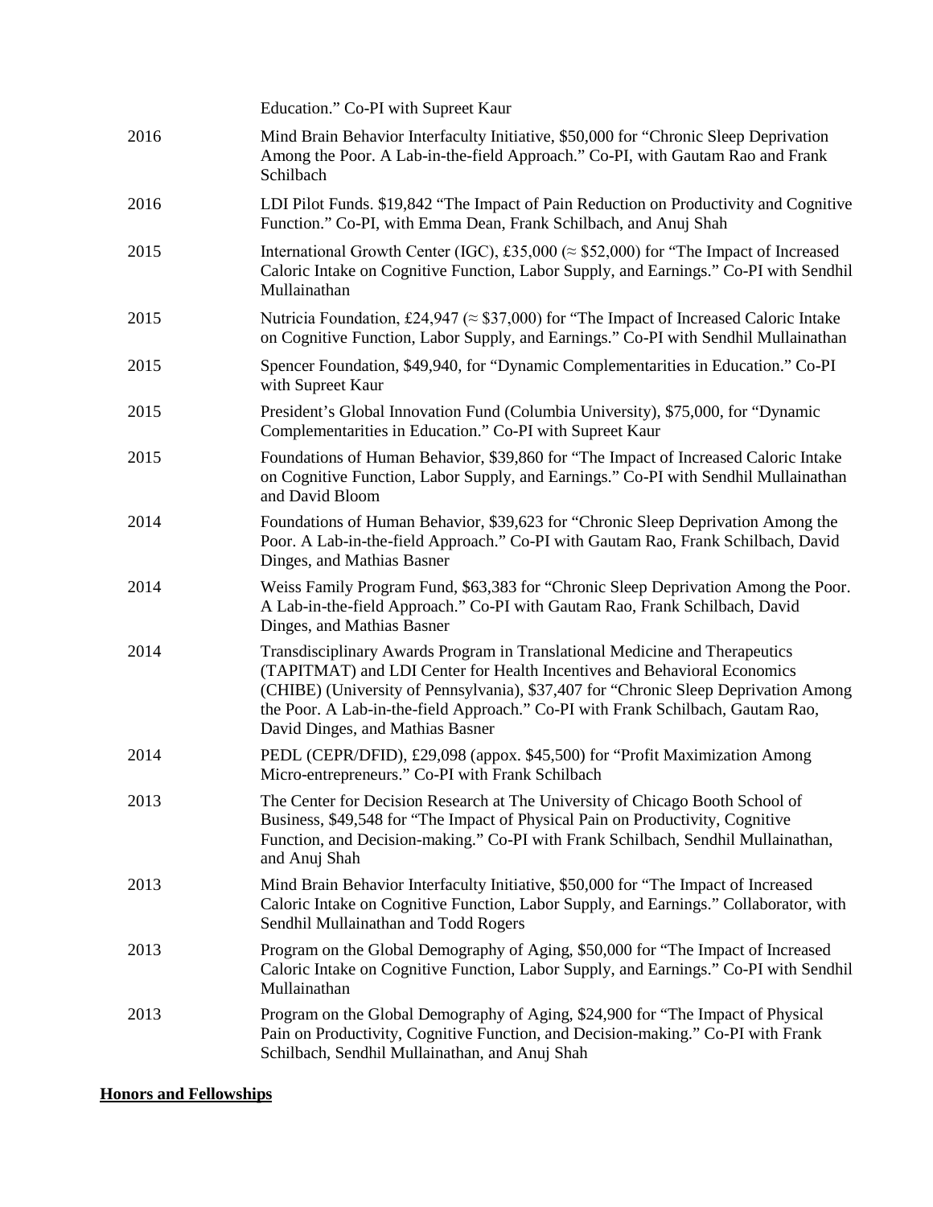Education." Co-PI with Supreet Kaur

2016 Mind Brain Behavior Interfaculty Initiative, $50,000 for "Chronic Sleep Deprivation Among the Poor. A Lab-in-the-field Approach." Co-PI, with Gautam Rao and Frank Schilbach

2016 LDI Pilot Funds. $19,842 "The Impact of Pain Reduction on Productivity and Cognitive Function." Co-PI, with Emma Dean, Frank Schilbach, and Anuj Shah

2015 International Growth Center (IGC), £35,000 (≈ $52,000) for "The Impact of Increased Caloric Intake on Cognitive Function, Labor Supply, and Earnings." Co-PI with Sendhil Mullainathan

2015 Nutricia Foundation, £24,947 (≈ $37,000) for "The Impact of Increased Caloric Intake on Cognitive Function, Labor Supply, and Earnings." Co-PI with Sendhil Mullainathan

2015 Spencer Foundation, $49,940, for "Dynamic Complementarities in Education." Co-PI with Supreet Kaur

2015 President's Global Innovation Fund (Columbia University), $75,000, for "Dynamic Complementarities in Education." Co-PI with Supreet Kaur

2015 Foundations of Human Behavior, $39,860 for "The Impact of Increased Caloric Intake on Cognitive Function, Labor Supply, and Earnings." Co-PI with Sendhil Mullainathan and David Bloom

2014 Foundations of Human Behavior, $39,623 for "Chronic Sleep Deprivation Among the Poor. A Lab-in-the-field Approach." Co-PI with Gautam Rao, Frank Schilbach, David Dinges, and Mathias Basner

2014 Weiss Family Program Fund, $63,383 for "Chronic Sleep Deprivation Among the Poor. A Lab-in-the-field Approach." Co-PI with Gautam Rao, Frank Schilbach, David Dinges, and Mathias Basner

2014 Transdisciplinary Awards Program in Translational Medicine and Therapeutics (TAPITMAT) and LDI Center for Health Incentives and Behavioral Economics (CHIBE) (University of Pennsylvania), $37,407 for "Chronic Sleep Deprivation Among the Poor. A Lab-in-the-field Approach." Co-PI with Frank Schilbach, Gautam Rao, David Dinges, and Mathias Basner

2014 PEDL (CEPR/DFID), £29,098 (appox. $45,500) for "Profit Maximization Among Micro-entrepreneurs." Co-PI with Frank Schilbach

2013 The Center for Decision Research at The University of Chicago Booth School of Business, $49,548 for "The Impact of Physical Pain on Productivity, Cognitive Function, and Decision-making." Co-PI with Frank Schilbach, Sendhil Mullainathan, and Anuj Shah

2013 Mind Brain Behavior Interfaculty Initiative, $50,000 for "The Impact of Increased Caloric Intake on Cognitive Function, Labor Supply, and Earnings." Collaborator, with Sendhil Mullainathan and Todd Rogers

2013 Program on the Global Demography of Aging, $50,000 for "The Impact of Increased Caloric Intake on Cognitive Function, Labor Supply, and Earnings." Co-PI with Sendhil Mullainathan

2013 Program on the Global Demography of Aging, $24,900 for "The Impact of Physical Pain on Productivity, Cognitive Function, and Decision-making." Co-PI with Frank Schilbach, Sendhil Mullainathan, and Anuj Shah

**Honors and Fellowships**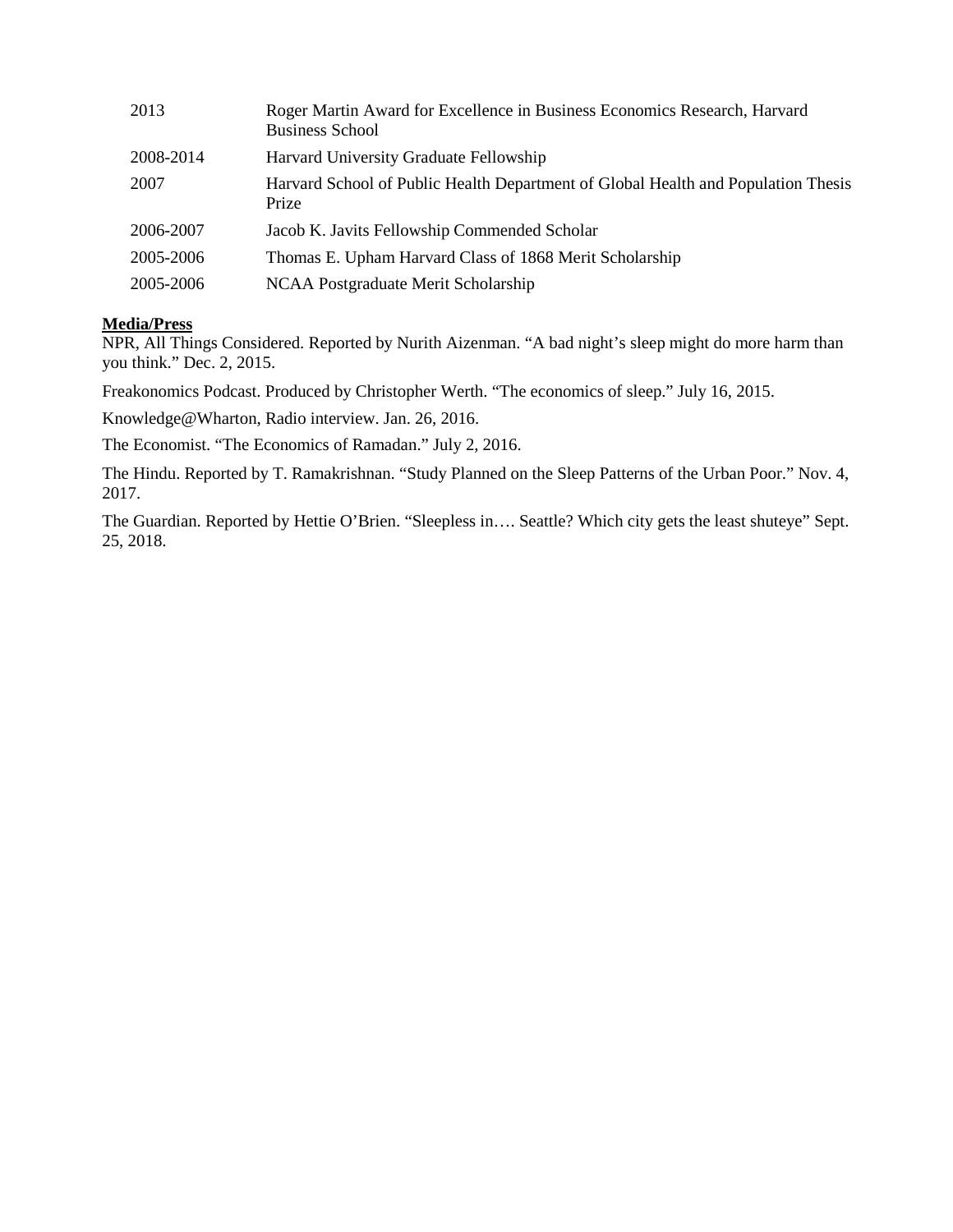| | |
|---|---|
| 2013 | Roger Martin Award for Excellence in Business Economics Research, Harvard Business School |
| 2008-2014 | Harvard University Graduate Fellowship |
| 2007 | Harvard School of Public Health Department of Global Health and Population Thesis Prize |
| 2006-2007 | Jacob K. Javits Fellowship Commended Scholar |
| 2005-2006 | Thomas E. Upham Harvard Class of 1868 Merit Scholarship |
| 2005-2006 | NCAA Postgraduate Merit Scholarship |

**Media/Press**

NPR, All Things Considered. Reported by Nurith Aizenman. "A bad night's sleep might do more harm than you think." Dec. 2, 2015.

Freakonomics Podcast. Produced by Christopher Werth. "The economics of sleep." July 16, 2015.

Knowledge@Wharton, Radio interview. Jan. 26, 2016.

The Economist. "The Economics of Ramadan." July 2, 2016.

The Hindu. Reported by T. Ramakrishnan. "Study Planned on the Sleep Patterns of the Urban Poor." Nov. 4, 2017.

The Guardian. Reported by Hettie O'Brien. "Sleepless in…. Seattle? Which city gets the least shuteye" Sept. 25, 2018.